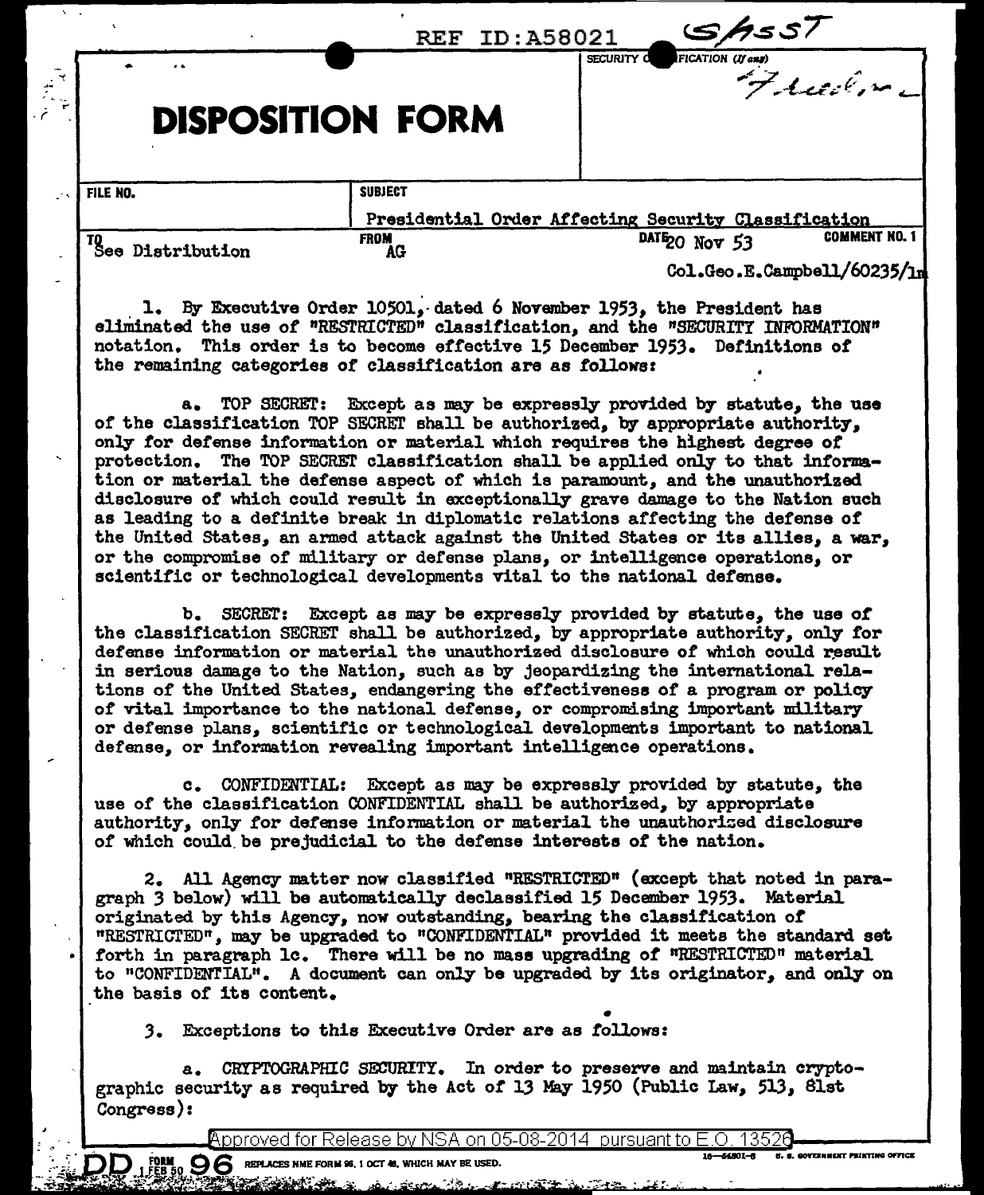REF ID:A58021

SECURITY CLASSIFICATION (If any)

# DISPOSITION FORM

| FILE NO. | SUBJECT | | |
|---|---|---|---|
| | Presidential Order Affecting Security Classification | | |
| TO See Distribution | FROM AG | DATE 20 Nov 53 | COMMENT NO. 1 |

Col.Geo.E.Campbell/60235/lm

1. By Executive Order 10501, dated 6 November 1953, the President has eliminated the use of "RESTRICTED" classification, and the "SECURITY INFORMATION" notation. This order is to become effective 15 December 1953. Definitions of the remaining categories of classification are as follows:

   a. TOP SECRET: Except as may be expressly provided by statute, the use of the classification TOP SECRET shall be authorized, by appropriate authority, only for defense information or material which requires the highest degree of protection. The TOP SECRET classification shall be applied only to that information or material the defense aspect of which is paramount, and the unauthorized disclosure of which could result in exceptionally grave damage to the Nation such as leading to a definite break in diplomatic relations affecting the defense of the United States, an armed attack against the United States or its allies, a war, or the compromise of military or defense plans, or intelligence operations, or scientific or technological developments vital to the national defense.

   b. SECRET: Except as may be expressly provided by statute, the use of the classification SECRET shall be authorized, by appropriate authority, only for defense information or material the unauthorized disclosure of which could result in serious damage to the Nation, such as by jeopardizing the international relations of the United States, endangering the effectiveness of a program or policy of vital importance to the national defense, or compromising important military or defense plans, scientific or technological developments important to national defense, or information revealing important intelligence operations.

   c. CONFIDENTIAL: Except as may be expressly provided by statute, the use of the classification CONFIDENTIAL shall be authorized, by appropriate authority, only for defense information or material the unauthorized disclosure of which could be prejudicial to the defense interests of the nation.

2. All Agency matter now classified "RESTRICTED" (except that noted in paragraph 3 below) will be automatically declassified 15 December 1953. Material originated by this Agency, now outstanding, bearing the classification of "RESTRICTED", may be upgraded to "CONFIDENTIAL" provided it meets the standard set forth in paragraph 1c. There will be no mass upgrading of "RESTRICTED" material to "CONFIDENTIAL". A document can only be upgraded by its originator, and only on the basis of its content.

3. Exceptions to this Executive Order are as follows:

   a. CRYPTOGRAPHIC SECURITY. In order to preserve and maintain cryptographic security as required by the Act of 13 May 1950 (Public Law, 513, 81st Congress):

Approved for Release by NSA on 05-08-2014 pursuant to E.O. 13526

DD FORM 1 FEB 50 96 REPLACES NME FORM 96, 1 OCT 48, WHICH MAY BE USED.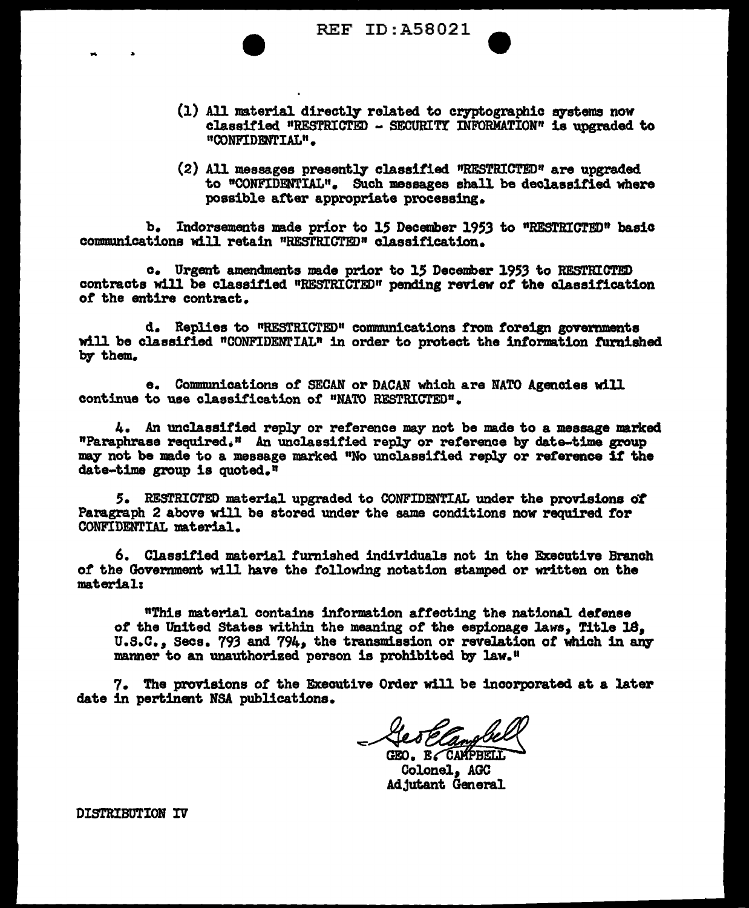(1) All material directly related to cryptographic systems now classified "RESTRICTED - SECURITY INFORMATION" is upgraded to "CONFIDENTIAL".

(2) All messages presently classified "RESTRICTED" are upgraded to "CONFIDENTIAL". Such messages shall be declassified where possible after appropriate processing.

b. Indorsements made prior to 15 December 1953 to "RESTRICTED" basic communications will retain "RESTRICTED" classification.

c. Urgent amendments made prior to 15 December 1953 to RESTRICTED contracts will be classified "RESTRICTED" pending review of the classification of the entire contract.

d. Replies to "RESTRICTED" communications from foreign governments will be classified "CONFIDENTIAL" in order to protect the information furnished by them.

e. Communications of SECAN or DACAN which are NATO Agencies will continue to use classification of "NATO RESTRICTED".

4. An unclassified reply or reference may not be made to a message marked "Paraphrase required." An unclassified reply or reference by date-time group may not be made to a message marked "No unclassified reply or reference if the date-time group is quoted."

5. RESTRICTED material upgraded to CONFIDENTIAL under the provisions of Paragraph 2 above will be stored under the same conditions now required for CONFIDENTIAL material.

6. Classified material furnished individuals not in the Executive Branch of the Government will have the following notation stamped or written on the material:

"This material contains information affecting the national defense of the United States within the meaning of the espionage laws, Title 18, U.S.C., Secs. 793 and 794, the transmission or revelation of which in any manner to an unauthorized person is prohibited by law."

7. The provisions of the Executive Order will be incorporated at a later date in pertinent NSA publications.

Geo E Campbell
GEO. E. CAMPBELL
Colonel, AGC
Adjutant General

DISTRIBUTION IV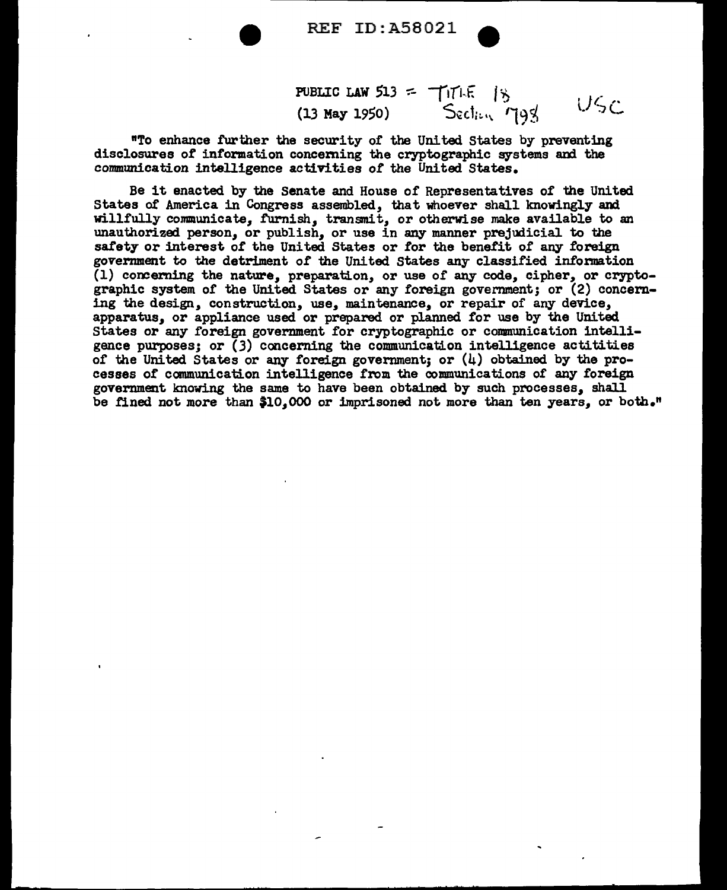PUBLIC LAW 513 = Title 18 Section 798 USC
(13 May 1950)

"To enhance further the security of the United States by preventing disclosures of information concerning the cryptographic systems and the communication intelligence activities of the United States.

Be it enacted by the Senate and House of Representatives of the United States of America in Congress assembled, that whoever shall knowingly and willfully communicate, furnish, transmit, or otherwise make available to an unauthorized person, or publish, or use in any manner prejudicial to the safety or interest of the United States or for the benefit of any foreign government to the detriment of the United States any classified information (1) concerning the nature, preparation, or use of any code, cipher, or cryptographic system of the United States or any foreign government; or (2) concerning the design, construction, use, maintenance, or repair of any device, apparatus, or appliance used or prepared or planned for use by the United States or any foreign government for cryptographic or communication intelligence purposes; or (3) concerning the communication intelligence actitities of the United States or any foreign government; or (4) obtained by the processes of communication intelligence from the communications of any foreign government knowing the same to have been obtained by such processes, shall be fined not more than $10,000 or imprisoned not more than ten years, or both."